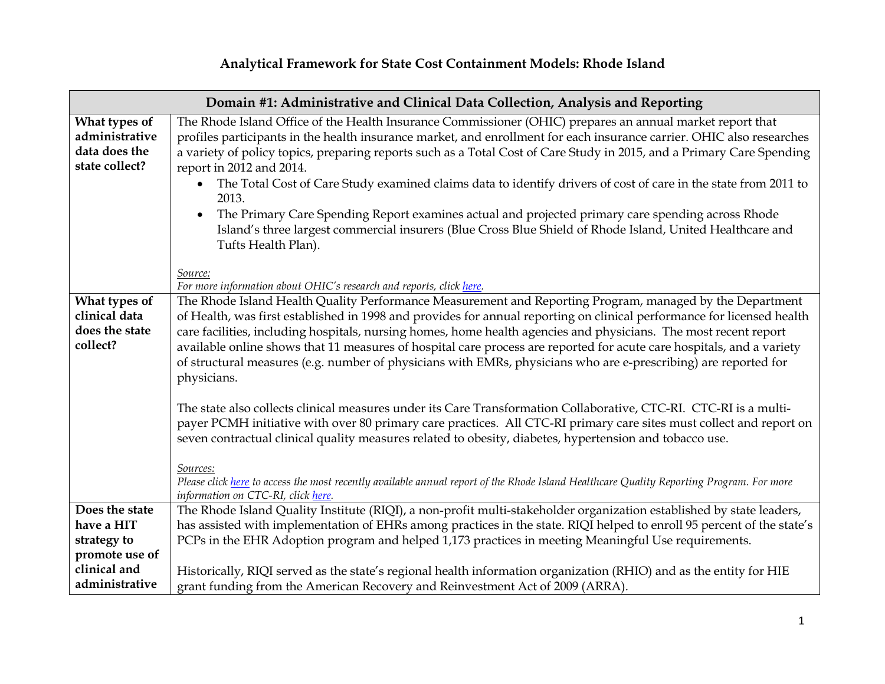# Analytical Framework for State Cost Containment Models: Rhode Island

| Domain #1: Administrative and Clinical Data Collection, Analysis and Reporting | |
|---|---|
| **What types of administrative data does the state collect?** | The Rhode Island Office of the Health Insurance Commissioner (OHIC) prepares an annual market report that profiles participants in the health insurance market, and enrollment for each insurance carrier. OHIC also researches a variety of policy topics, preparing reports such as a Total Cost of Care Study in 2015, and a Primary Care Spending report in 2012 and 2014.<br>• The Total Cost of Care Study examined claims data to identify drivers of cost of care in the state from 2011 to 2013.<br>• The Primary Care Spending Report examines actual and projected primary care spending across Rhode Island's three largest commercial insurers (Blue Cross Blue Shield of Rhode Island, United Healthcare and Tufts Health Plan).<br><br>*Source:*<br>*For more information about OHIC's research and reports, click here.* |
| **What types of clinical data does the state collect?** | The Rhode Island Health Quality Performance Measurement and Reporting Program, managed by the Department of Health, was first established in 1998 and provides for annual reporting on clinical performance for licensed health care facilities, including hospitals, nursing homes, home health agencies and physicians. The most recent report available online shows that 11 measures of hospital care process are reported for acute care hospitals, and a variety of structural measures (e.g. number of physicians with EMRs, physicians who are e-prescribing) are reported for physicians.<br><br>The state also collects clinical measures under its Care Transformation Collaborative, CTC-RI. CTC-RI is a multi-payer PCMH initiative with over 80 primary care practices. All CTC-RI primary care sites must collect and report on seven contractual clinical quality measures related to obesity, diabetes, hypertension and tobacco use.<br><br>*Sources:*<br>*Please click here to access the most recently available annual report of the Rhode Island Healthcare Quality Reporting Program. For more information on CTC-RI, click here.* |
| **Does the state have a HIT strategy to promote use of clinical and administrative** | The Rhode Island Quality Institute (RIQI), a non-profit multi-stakeholder organization established by state leaders, has assisted with implementation of EHRs among practices in the state. RIQI helped to enroll 95 percent of the state's PCPs in the EHR Adoption program and helped 1,173 practices in meeting Meaningful Use requirements.<br><br>Historically, RIQI served as the state's regional health information organization (RHIO) and as the entity for HIE grant funding from the American Recovery and Reinvestment Act of 2009 (ARRA). |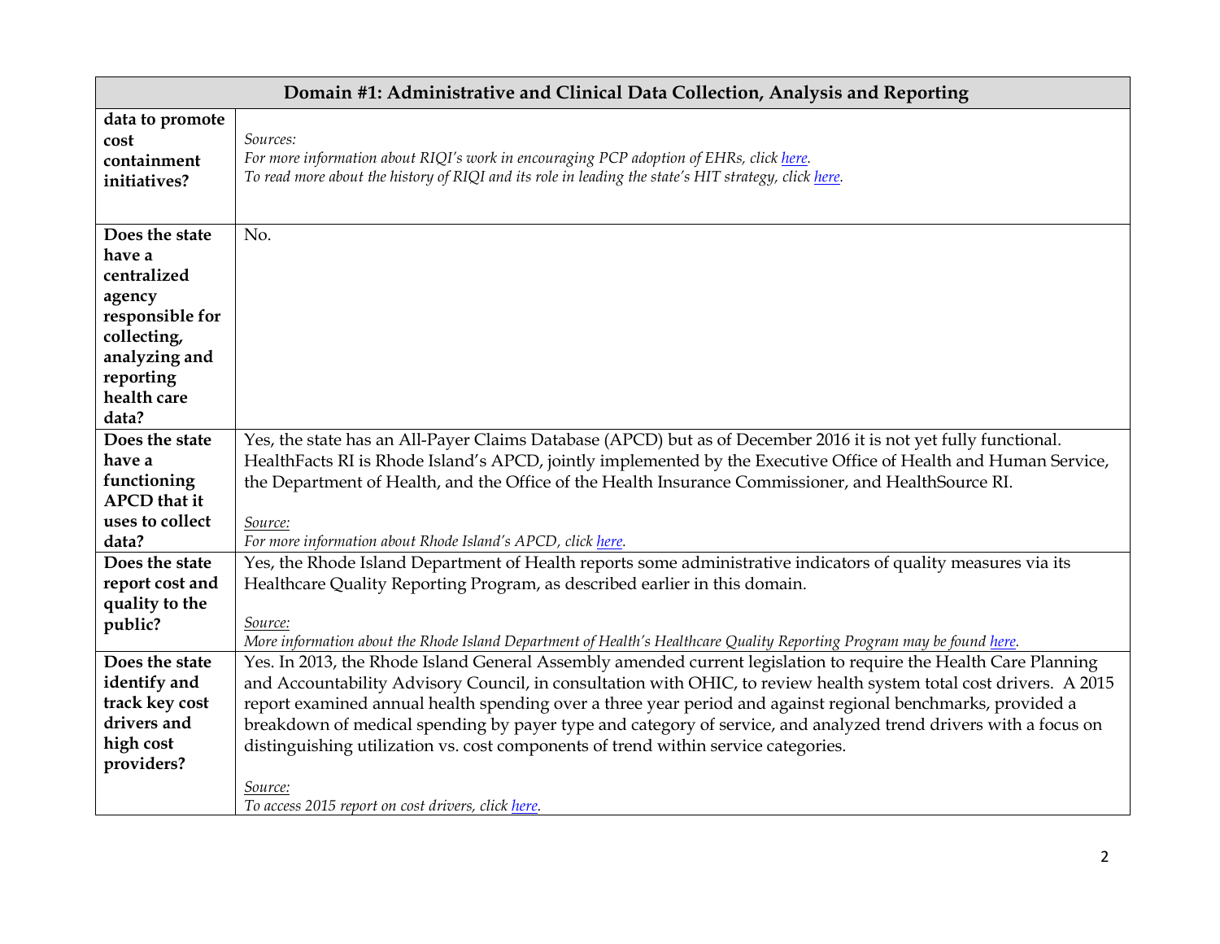| Domain #1: Administrative and Clinical Data Collection, Analysis and Reporting | |
|---|---|
| **data to promote cost containment initiatives?** | *Sources:*<br>*For more information about RIQI's work in encouraging PCP adoption of EHRs, click here.*<br>*To read more about the history of RIQI and its role in leading the state's HIT strategy, click here.* |
| **Does the state have a centralized agency responsible for collecting, analyzing and reporting health care data?** | No. |
| **Does the state have a functioning APCD that it uses to collect data?** | Yes, the state has an All-Payer Claims Database (APCD) but as of December 2016 it is not yet fully functional. HealthFacts RI is Rhode Island's APCD, jointly implemented by the Executive Office of Health and Human Service, the Department of Health, and the Office of the Health Insurance Commissioner, and HealthSource RI.<br><br>*Source:*<br>*For more information about Rhode Island's APCD, click here.* |
| **Does the state report cost and quality to the public?** | Yes, the Rhode Island Department of Health reports some administrative indicators of quality measures via its Healthcare Quality Reporting Program, as described earlier in this domain.<br><br>*Source:*<br>*More information about the Rhode Island Department of Health's Healthcare Quality Reporting Program may be found here.* |
| **Does the state identify and track key cost drivers and high cost providers?** | Yes. In 2013, the Rhode Island General Assembly amended current legislation to require the Health Care Planning and Accountability Advisory Council, in consultation with OHIC, to review health system total cost drivers. A 2015 report examined annual health spending over a three year period and against regional benchmarks, provided a breakdown of medical spending by payer type and category of service, and analyzed trend drivers with a focus on distinguishing utilization vs. cost components of trend within service categories.<br><br>*Source:*<br>*To access 2015 report on cost drivers, click here.* |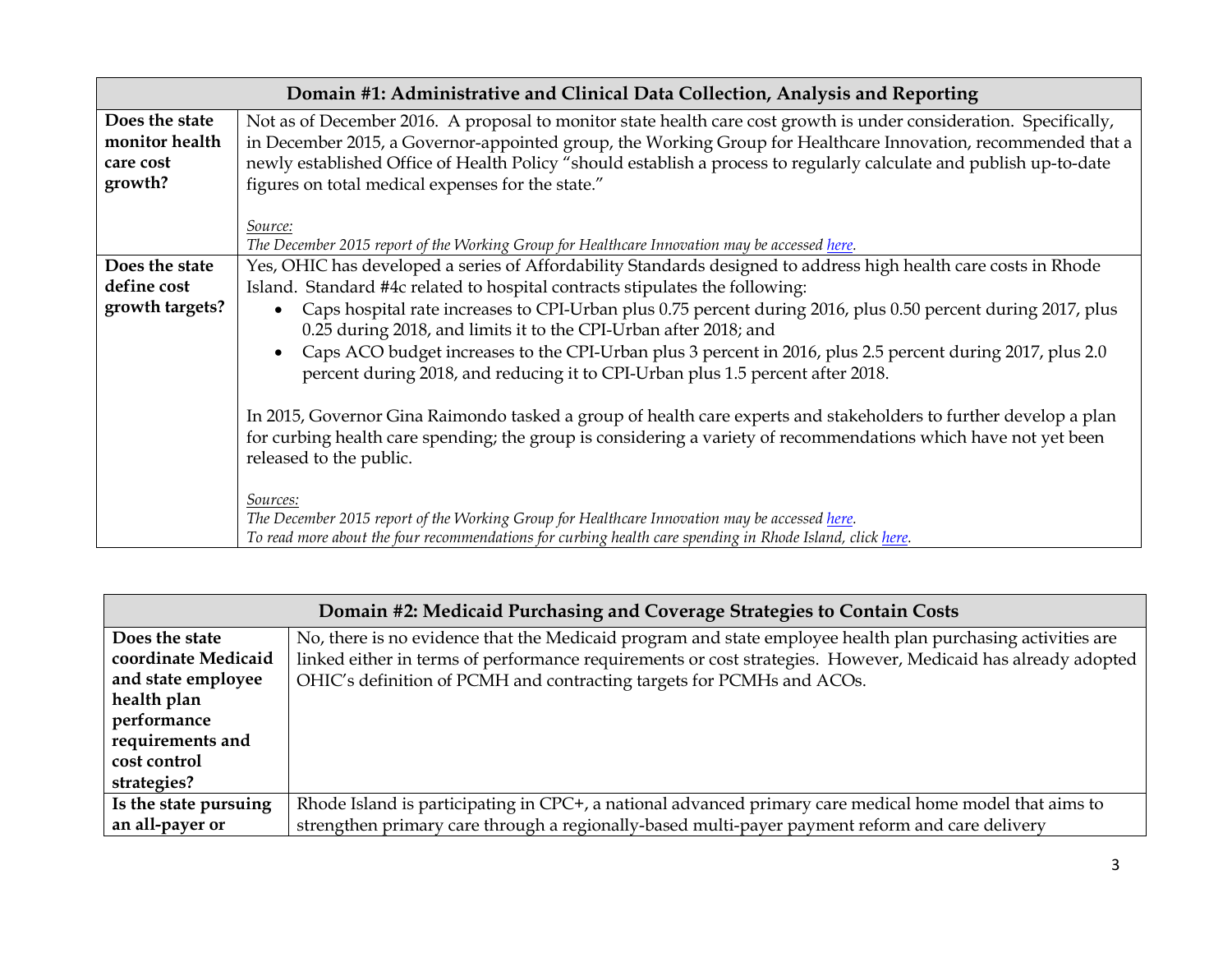| Domain #1: Administrative and Clinical Data Collection, Analysis and Reporting | |
|---|---|
| **Does the state monitor health care cost growth?** | Not as of December 2016. A proposal to monitor state health care cost growth is under consideration. Specifically, in December 2015, a Governor-appointed group, the Working Group for Healthcare Innovation, recommended that a newly established Office of Health Policy "should establish a process to regularly calculate and publish up-to-date figures on total medical expenses for the state."<br><br>*Source:*<br>*The December 2015 report of the Working Group for Healthcare Innovation may be accessed here.* |
| **Does the state define cost growth targets?** | Yes, OHIC has developed a series of Affordability Standards designed to address high health care costs in Rhode Island. Standard #4c related to hospital contracts stipulates the following:<br>• Caps hospital rate increases to CPI-Urban plus 0.75 percent during 2016, plus 0.50 percent during 2017, plus 0.25 during 2018, and limits it to the CPI-Urban after 2018; and<br>• Caps ACO budget increases to the CPI-Urban plus 3 percent in 2016, plus 2.5 percent during 2017, plus 2.0 percent during 2018, and reducing it to CPI-Urban plus 1.5 percent after 2018.<br><br>In 2015, Governor Gina Raimondo tasked a group of health care experts and stakeholders to further develop a plan for curbing health care spending; the group is considering a variety of recommendations which have not yet been released to the public.<br><br>*Sources:*<br>*The December 2015 report of the Working Group for Healthcare Innovation may be accessed here.*<br>*To read more about the four recommendations for curbing health care spending in Rhode Island, click here.* |

| Domain #2: Medicaid Purchasing and Coverage Strategies to Contain Costs | |
|---|---|
| **Does the state coordinate Medicaid and state employee health plan performance requirements and cost control strategies?** | No, there is no evidence that the Medicaid program and state employee health plan purchasing activities are linked either in terms of performance requirements or cost strategies. However, Medicaid has already adopted OHIC's definition of PCMH and contracting targets for PCMHs and ACOs. |
| **Is the state pursuing an all-payer or** | Rhode Island is participating in CPC+, a national advanced primary care medical home model that aims to strengthen primary care through a regionally-based multi-payer payment reform and care delivery |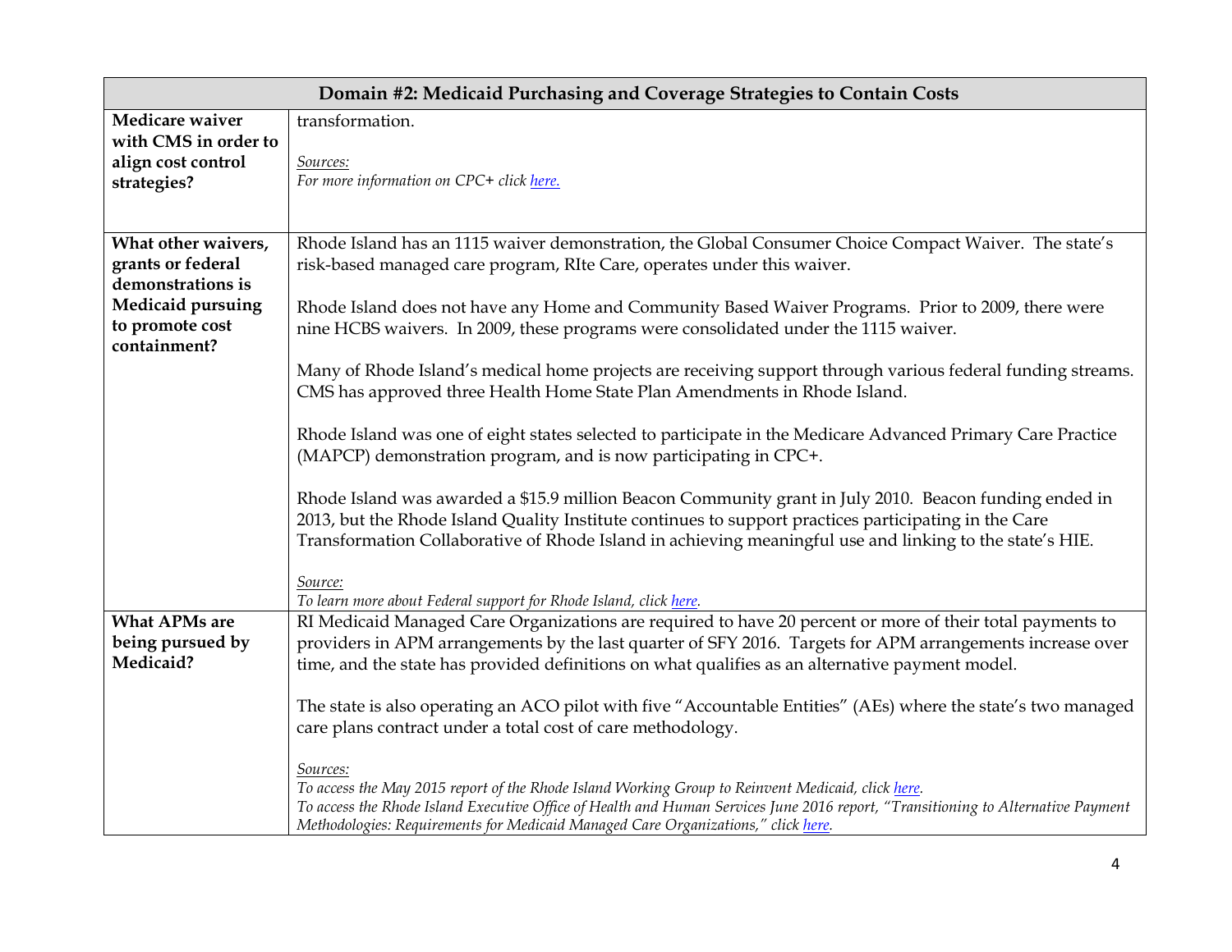| Domain #2: Medicaid Purchasing and Coverage Strategies to Contain Costs | |
|---|---|
| **Medicare waiver with CMS in order to align cost control strategies?** | transformation.<br><br>*Sources:*<br>*For more information on CPC+ click [here.]()* |
| **What other waivers, grants or federal demonstrations is Medicaid pursuing to promote cost containment?** | Rhode Island has an 1115 waiver demonstration, the Global Consumer Choice Compact Waiver. The state's risk-based managed care program, RIte Care, operates under this waiver.<br><br>Rhode Island does not have any Home and Community Based Waiver Programs. Prior to 2009, there were nine HCBS waivers. In 2009, these programs were consolidated under the 1115 waiver.<br><br>Many of Rhode Island's medical home projects are receiving support through various federal funding streams. CMS has approved three Health Home State Plan Amendments in Rhode Island.<br><br>Rhode Island was one of eight states selected to participate in the Medicare Advanced Primary Care Practice (MAPCP) demonstration program, and is now participating in CPC+.<br><br>Rhode Island was awarded a $15.9 million Beacon Community grant in July 2010. Beacon funding ended in 2013, but the Rhode Island Quality Institute continues to support practices participating in the Care Transformation Collaborative of Rhode Island in achieving meaningful use and linking to the state's HIE.<br><br>*Source:*<br>*To learn more about Federal support for Rhode Island, click [here]().* |
| **What APMs are being pursued by Medicaid?** | RI Medicaid Managed Care Organizations are required to have 20 percent or more of their total payments to providers in APM arrangements by the last quarter of SFY 2016. Targets for APM arrangements increase over time, and the state has provided definitions on what qualifies as an alternative payment model.<br><br>The state is also operating an ACO pilot with five "Accountable Entities" (AEs) where the state's two managed care plans contract under a total cost of care methodology.<br><br>*Sources:*<br>*To access the May 2015 report of the Rhode Island Working Group to Reinvent Medicaid, click [here]().*<br>*To access the Rhode Island Executive Office of Health and Human Services June 2016 report, "Transitioning to Alternative Payment Methodologies: Requirements for Medicaid Managed Care Organizations," click [here]().* |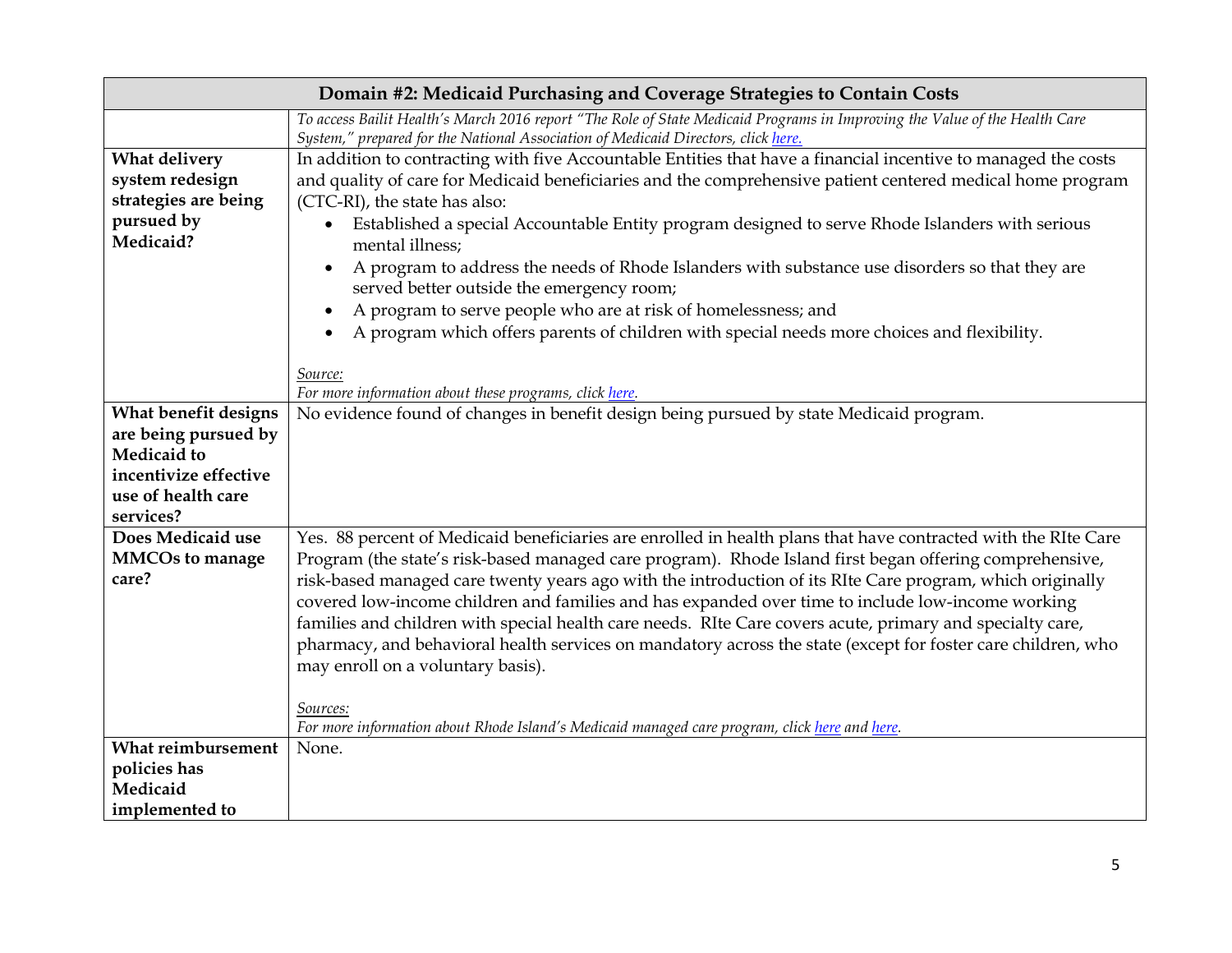| Domain #2: Medicaid Purchasing and Coverage Strategies to Contain Costs | |
|---|---|
| | *To access Bailit Health's March 2016 report "The Role of State Medicaid Programs in Improving the Value of the Health Care System," prepared for the National Association of Medicaid Directors, click here.* |
| **What delivery system redesign strategies are being pursued by Medicaid?** | In addition to contracting with five Accountable Entities that have a financial incentive to managed the costs and quality of care for Medicaid beneficiaries and the comprehensive patient centered medical home program (CTC-RI), the state has also:<br>• Established a special Accountable Entity program designed to serve Rhode Islanders with serious mental illness;<br>• A program to address the needs of Rhode Islanders with substance use disorders so that they are served better outside the emergency room;<br>• A program to serve people who are at risk of homelessness; and<br>• A program which offers parents of children with special needs more choices and flexibility.<br><br>*Source:*<br>*For more information about these programs, click here.* |
| **What benefit designs are being pursued by Medicaid to incentivize effective use of health care services?** | No evidence found of changes in benefit design being pursued by state Medicaid program. |
| **Does Medicaid use MMCOs to manage care?** | Yes. 88 percent of Medicaid beneficiaries are enrolled in health plans that have contracted with the RIte Care Program (the state's risk-based managed care program). Rhode Island first began offering comprehensive, risk-based managed care twenty years ago with the introduction of its RIte Care program, which originally covered low-income children and families and has expanded over time to include low-income working families and children with special health care needs. RIte Care covers acute, primary and specialty care, pharmacy, and behavioral health services on mandatory across the state (except for foster care children, who may enroll on a voluntary basis).<br><br>*Sources:*<br>*For more information about Rhode Island's Medicaid managed care program, click here and here.* |
| **What reimbursement policies has Medicaid implemented to** | None. |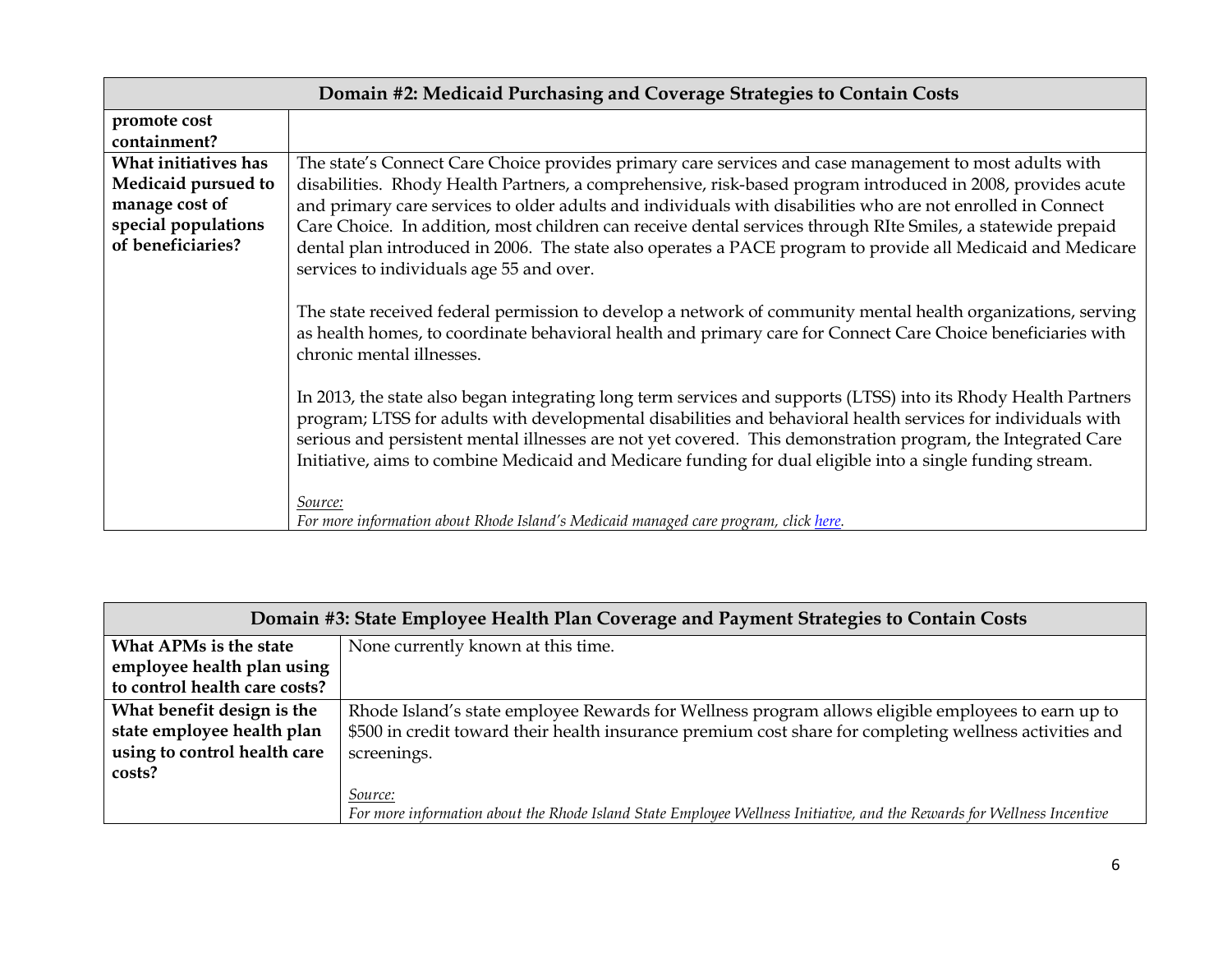| Domain #2: Medicaid Purchasing and Coverage Strategies to Contain Costs | |
|---|---|
| **promote cost containment?** | |
| **What initiatives has Medicaid pursued to manage cost of special populations of beneficiaries?** | The state's Connect Care Choice provides primary care services and case management to most adults with disabilities. Rhody Health Partners, a comprehensive, risk-based program introduced in 2008, provides acute and primary care services to older adults and individuals with disabilities who are not enrolled in Connect Care Choice. In addition, most children can receive dental services through RIte Smiles, a statewide prepaid dental plan introduced in 2006. The state also operates a PACE program to provide all Medicaid and Medicare services to individuals age 55 and over.<br><br>The state received federal permission to develop a network of community mental health organizations, serving as health homes, to coordinate behavioral health and primary care for Connect Care Choice beneficiaries with chronic mental illnesses.<br><br>In 2013, the state also began integrating long term services and supports (LTSS) into its Rhody Health Partners program; LTSS for adults with developmental disabilities and behavioral health services for individuals with serious and persistent mental illnesses are not yet covered. This demonstration program, the Integrated Care Initiative, aims to combine Medicaid and Medicare funding for dual eligible into a single funding stream.<br><br>*Source:*<br>*For more information about Rhode Island's Medicaid managed care program, click here.* |

| Domain #3: State Employee Health Plan Coverage and Payment Strategies to Contain Costs | |
|---|---|
| **What APMs is the state employee health plan using to control health care costs?** | None currently known at this time. |
| **What benefit design is the state employee health plan using to control health care costs?** | Rhode Island's state employee Rewards for Wellness program allows eligible employees to earn up to $500 in credit toward their health insurance premium cost share for completing wellness activities and screenings.<br><br>*Source:*<br>*For more information about the Rhode Island State Employee Wellness Initiative, and the Rewards for Wellness Incentive* |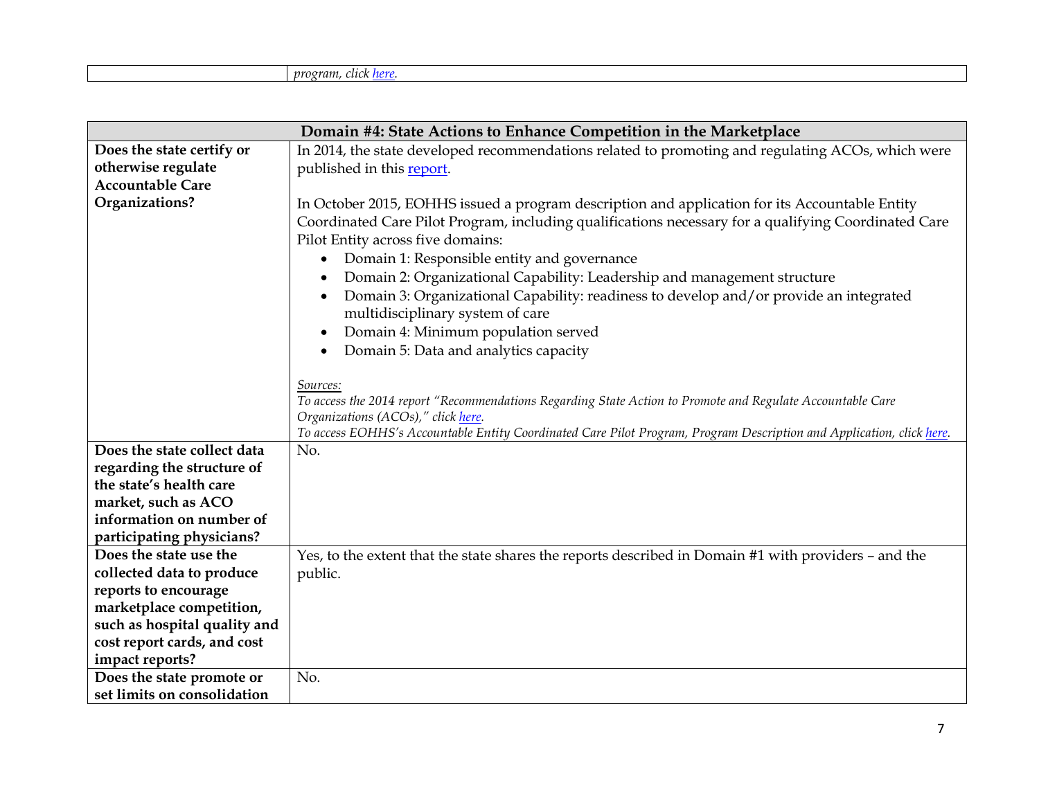| | *program, click here.* |
|---|---|

| Domain #4: State Actions to Enhance Competition in the Marketplace | |
|---|---|
| **Does the state certify or otherwise regulate Accountable Care Organizations?** | In 2014, the state developed recommendations related to promoting and regulating ACOs, which were published in this report.<br><br>In October 2015, EOHHS issued a program description and application for its Accountable Entity Coordinated Care Pilot Program, including qualifications necessary for a qualifying Coordinated Care Pilot Entity across five domains:<br>• Domain 1: Responsible entity and governance<br>• Domain 2: Organizational Capability: Leadership and management structure<br>• Domain 3: Organizational Capability: readiness to develop and/or provide an integrated multidisciplinary system of care<br>• Domain 4: Minimum population served<br>• Domain 5: Data and analytics capacity<br><br>*Sources:*<br>*To access the 2014 report "Recommendations Regarding State Action to Promote and Regulate Accountable Care Organizations (ACOs)," click here.*<br>*To access EOHHS's Accountable Entity Coordinated Care Pilot Program, Program Description and Application, click here.* |
| **Does the state collect data regarding the structure of the state's health care market, such as ACO information on number of participating physicians?** | No. |
| **Does the state use the collected data to produce reports to encourage marketplace competition, such as hospital quality and cost report cards, and cost impact reports?** | Yes, to the extent that the state shares the reports described in Domain #1 with providers – and the public. |
| **Does the state promote or set limits on consolidation** | No. |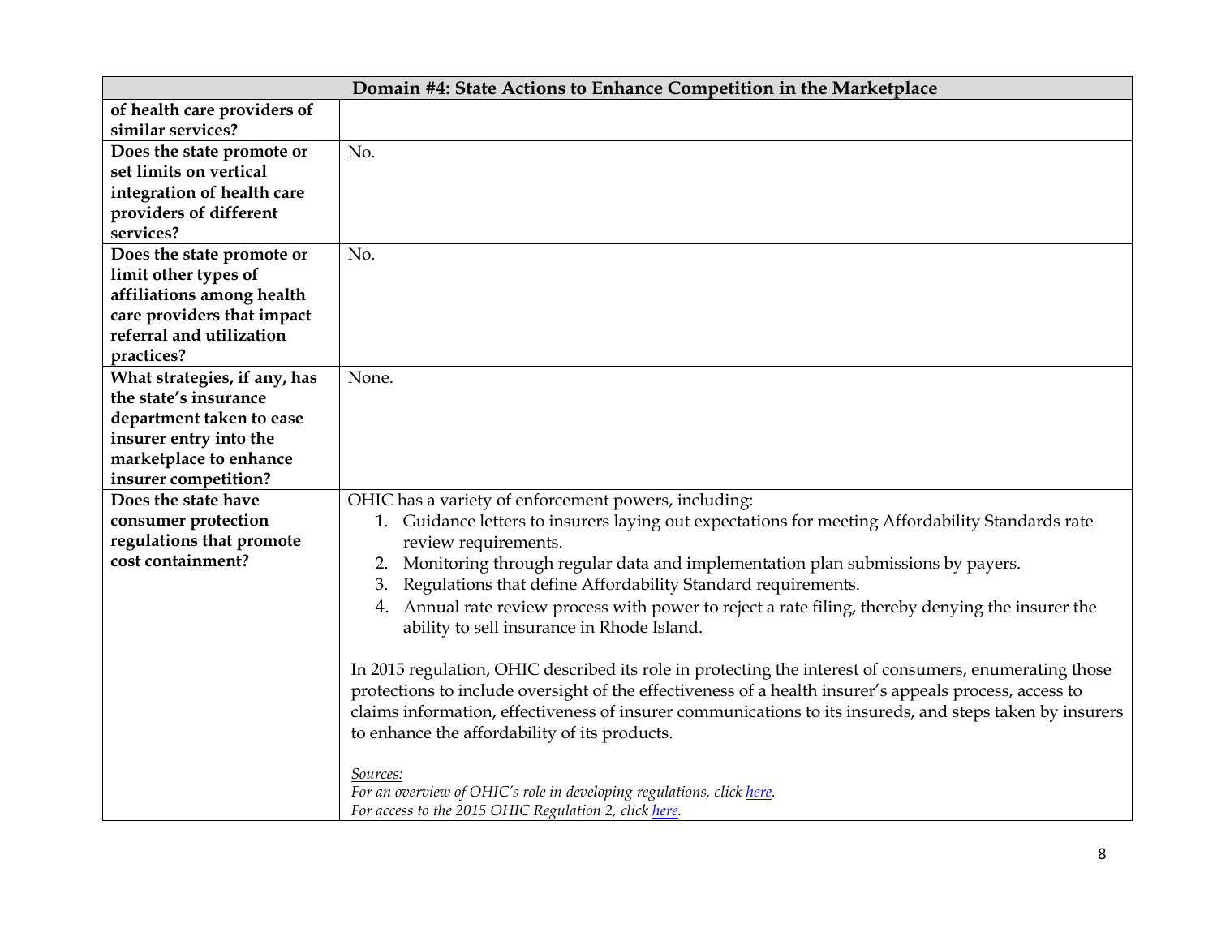| Domain #4: State Actions to Enhance Competition in the Marketplace | |
|---|---|
| **of health care providers of similar services?** | |
| **Does the state promote or set limits on vertical integration of health care providers of different services?** | No. |
| **Does the state promote or limit other types of affiliations among health care providers that impact referral and utilization practices?** | No. |
| **What strategies, if any, has the state's insurance department taken to ease insurer entry into the marketplace to enhance insurer competition?** | None. |
| **Does the state have consumer protection regulations that promote cost containment?** | OHIC has a variety of enforcement powers, including:<br>1. Guidance letters to insurers laying out expectations for meeting Affordability Standards rate review requirements.<br>2. Monitoring through regular data and implementation plan submissions by payers.<br>3. Regulations that define Affordability Standard requirements.<br>4. Annual rate review process with power to reject a rate filing, thereby denying the insurer the ability to sell insurance in Rhode Island.<br><br>In 2015 regulation, OHIC described its role in protecting the interest of consumers, enumerating those protections to include oversight of the effectiveness of a health insurer's appeals process, access to claims information, effectiveness of insurer communications to its insureds, and steps taken by insurers to enhance the affordability of its products.<br><br>*Sources:*<br>*For an overview of OHIC's role in developing regulations, click [here](#).*<br>*For access to the 2015 OHIC Regulation 2, click [here](#).* |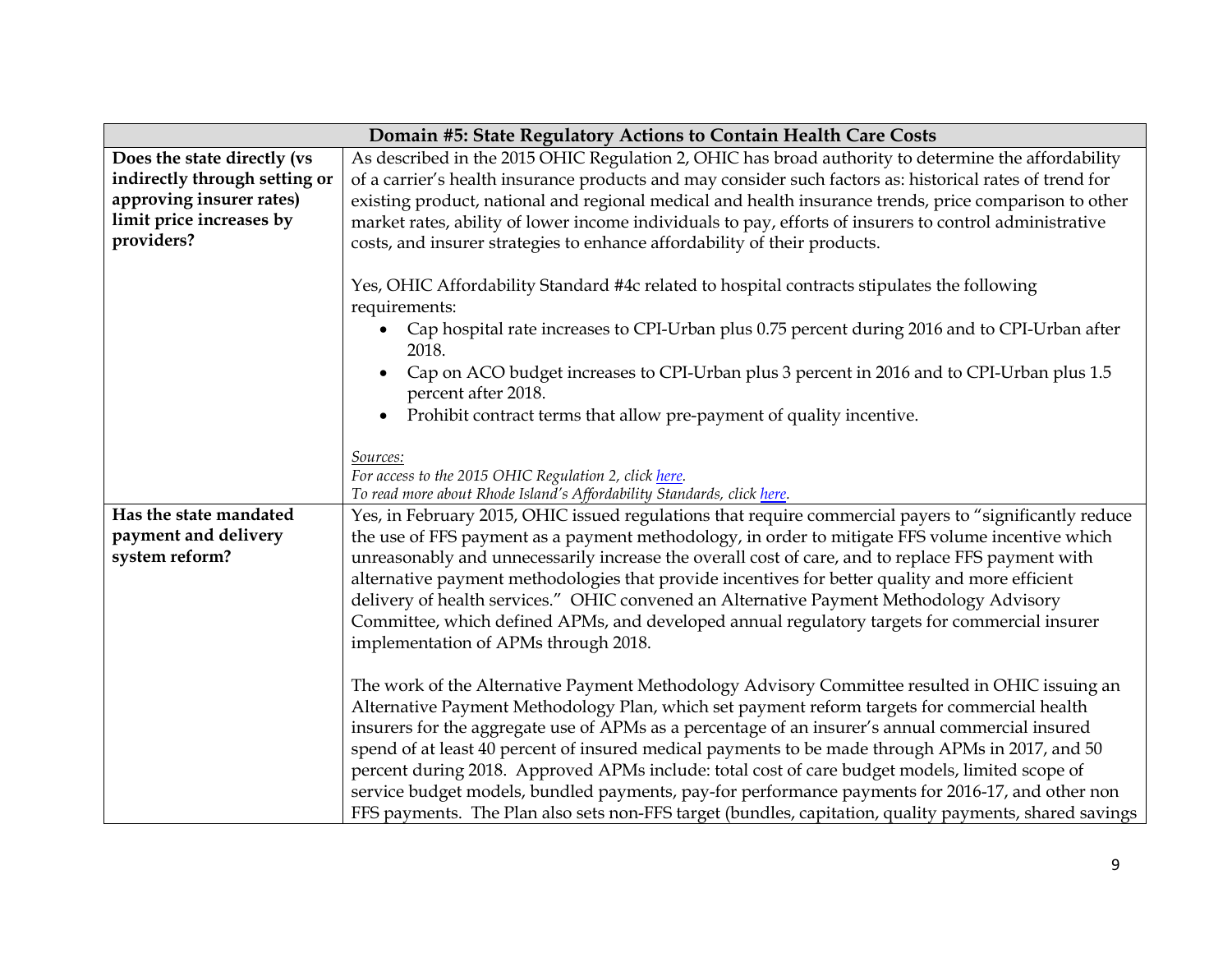| Domain #5: State Regulatory Actions to Contain Health Care Costs | |
|---|---|
| **Does the state directly (vs indirectly through setting or approving insurer rates) limit price increases by providers?** | As described in the 2015 OHIC Regulation 2, OHIC has broad authority to determine the affordability of a carrier's health insurance products and may consider such factors as: historical rates of trend for existing product, national and regional medical and health insurance trends, price comparison to other market rates, ability of lower income individuals to pay, efforts of insurers to control administrative costs, and insurer strategies to enhance affordability of their products.<br><br>Yes, OHIC Affordability Standard #4c related to hospital contracts stipulates the following requirements:<br>• Cap hospital rate increases to CPI-Urban plus 0.75 percent during 2016 and to CPI-Urban after 2018.<br>• Cap on ACO budget increases to CPI-Urban plus 3 percent in 2016 and to CPI-Urban plus 1.5 percent after 2018.<br>• Prohibit contract terms that allow pre-payment of quality incentive.<br><br>*Sources:*<br>*For access to the 2015 OHIC Regulation 2, click here.*<br>*To read more about Rhode Island's Affordability Standards, click here.* |
| **Has the state mandated payment and delivery system reform?** | Yes, in February 2015, OHIC issued regulations that require commercial payers to "significantly reduce the use of FFS payment as a payment methodology, in order to mitigate FFS volume incentive which unreasonably and unnecessarily increase the overall cost of care, and to replace FFS payment with alternative payment methodologies that provide incentives for better quality and more efficient delivery of health services." OHIC convened an Alternative Payment Methodology Advisory Committee, which defined APMs, and developed annual regulatory targets for commercial insurer implementation of APMs through 2018.<br><br>The work of the Alternative Payment Methodology Advisory Committee resulted in OHIC issuing an Alternative Payment Methodology Plan, which set payment reform targets for commercial health insurers for the aggregate use of APMs as a percentage of an insurer's annual commercial insured spend of at least 40 percent of insured medical payments to be made through APMs in 2017, and 50 percent during 2018. Approved APMs include: total cost of care budget models, limited scope of service budget models, bundled payments, pay-for performance payments for 2016-17, and other non FFS payments. The Plan also sets non-FFS target (bundles, capitation, quality payments, shared savings |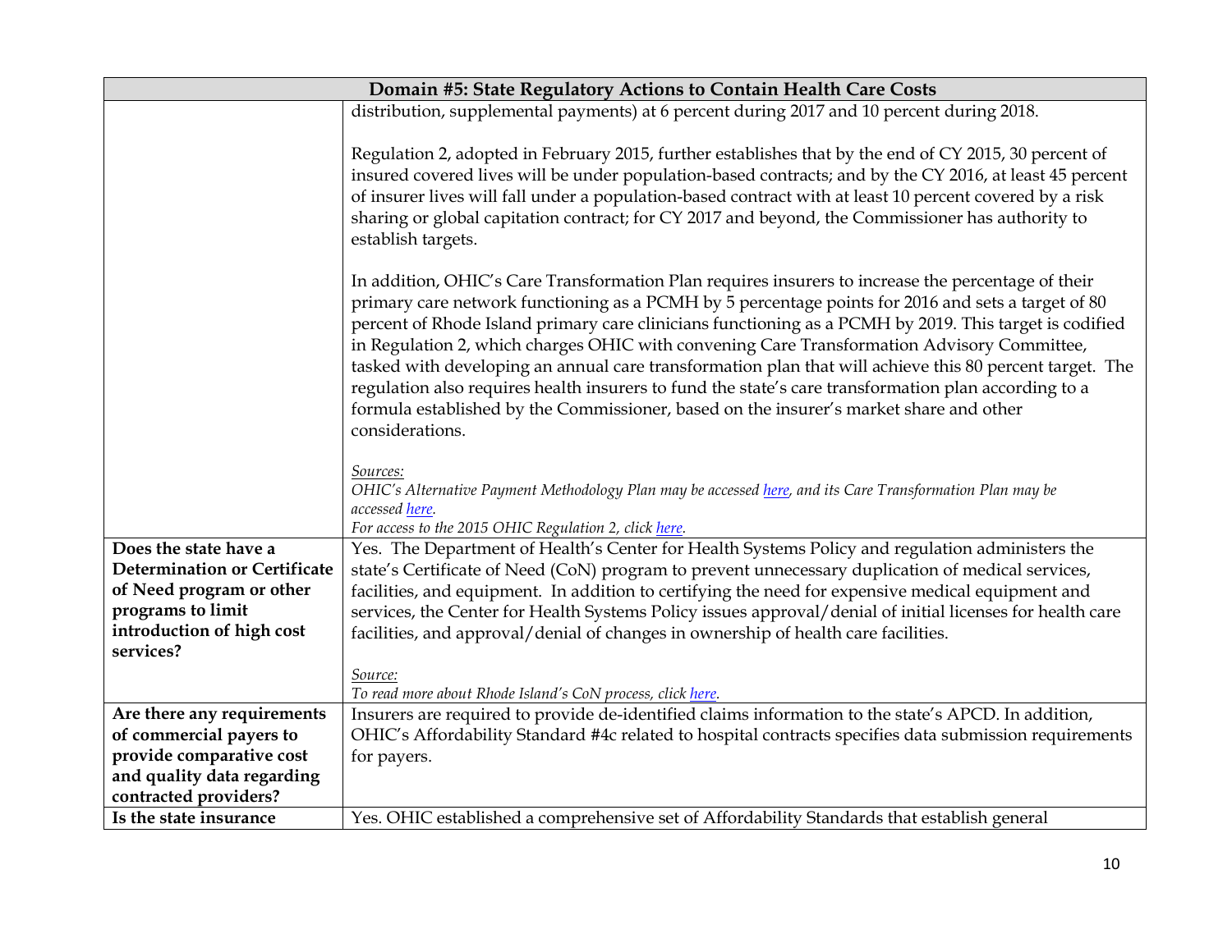| Domain #5: State Regulatory Actions to Contain Health Care Costs | |
|---|---|
| | distribution, supplemental payments) at 6 percent during 2017 and 10 percent during 2018.<br><br>Regulation 2, adopted in February 2015, further establishes that by the end of CY 2015, 30 percent of insured covered lives will be under population-based contracts; and by the CY 2016, at least 45 percent of insurer lives will fall under a population-based contract with at least 10 percent covered by a risk sharing or global capitation contract; for CY 2017 and beyond, the Commissioner has authority to establish targets.<br><br>In addition, OHIC's Care Transformation Plan requires insurers to increase the percentage of their primary care network functioning as a PCMH by 5 percentage points for 2016 and sets a target of 80 percent of Rhode Island primary care clinicians functioning as a PCMH by 2019. This target is codified in Regulation 2, which charges OHIC with convening Care Transformation Advisory Committee, tasked with developing an annual care transformation plan that will achieve this 80 percent target. The regulation also requires health insurers to fund the state's care transformation plan according to a formula established by the Commissioner, based on the insurer's market share and other considerations.<br><br>*Sources:*<br>*OHIC's Alternative Payment Methodology Plan may be accessed here, and its Care Transformation Plan may be accessed here.*<br>*For access to the 2015 OHIC Regulation 2, click here.* |
| **Does the state have a Determination or Certificate of Need program or other programs to limit introduction of high cost services?** | Yes. The Department of Health's Center for Health Systems Policy and regulation administers the state's Certificate of Need (CoN) program to prevent unnecessary duplication of medical services, facilities, and equipment. In addition to certifying the need for expensive medical equipment and services, the Center for Health Systems Policy issues approval/denial of initial licenses for health care facilities, and approval/denial of changes in ownership of health care facilities.<br><br>*Source:*<br>*To read more about Rhode Island's CoN process, click here.* |
| **Are there any requirements of commercial payers to provide comparative cost and quality data regarding contracted providers?** | Insurers are required to provide de-identified claims information to the state's APCD. In addition, OHIC's Affordability Standard #4c related to hospital contracts specifies data submission requirements for payers. |
| **Is the state insurance** | Yes. OHIC established a comprehensive set of Affordability Standards that establish general |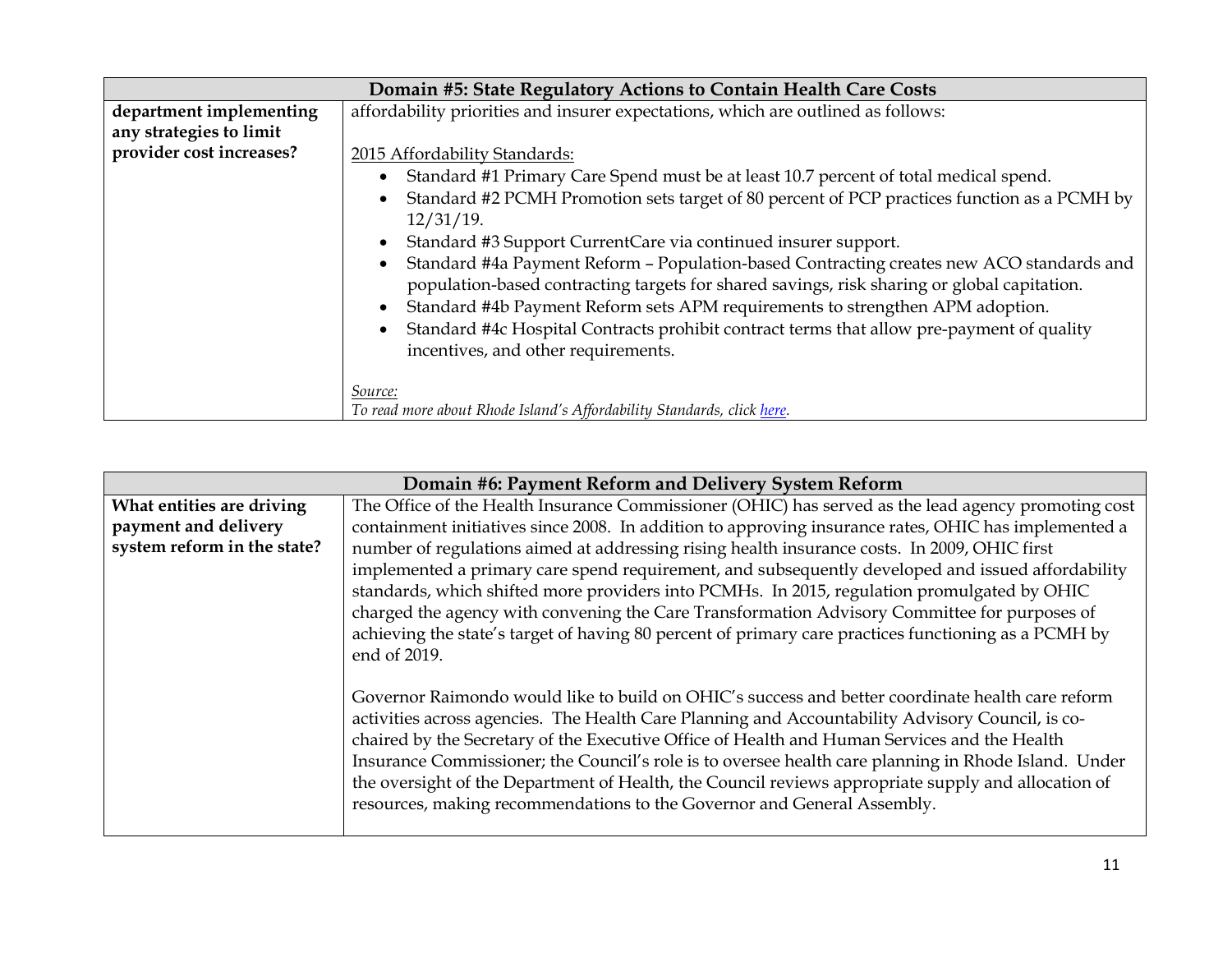| Domain #5: State Regulatory Actions to Contain Health Care Costs | |
|---|---|
| department implementing any strategies to limit provider cost increases? | affordability priorities and insurer expectations, which are outlined as follows:<br><br><u>2015 Affordability Standards:</u><br>• Standard #1 Primary Care Spend must be at least 10.7 percent of total medical spend.<br>• Standard #2 PCMH Promotion sets target of 80 percent of PCP practices function as a PCMH by 12/31/19.<br>• Standard #3 Support CurrentCare via continued insurer support.<br>• Standard #4a Payment Reform – Population-based Contracting creates new ACO standards and population-based contracting targets for shared savings, risk sharing or global capitation.<br>• Standard #4b Payment Reform sets APM requirements to strengthen APM adoption.<br>• Standard #4c Hospital Contracts prohibit contract terms that allow pre-payment of quality incentives, and other requirements.<br><br>*Source:*<br>*To read more about Rhode Island's Affordability Standards, click here.* |

| Domain #6: Payment Reform and Delivery System Reform | |
|---|---|
| **What entities are driving payment and delivery system reform in the state?** | The Office of the Health Insurance Commissioner (OHIC) has served as the lead agency promoting cost containment initiatives since 2008. In addition to approving insurance rates, OHIC has implemented a number of regulations aimed at addressing rising health insurance costs. In 2009, OHIC first implemented a primary care spend requirement, and subsequently developed and issued affordability standards, which shifted more providers into PCMHs. In 2015, regulation promulgated by OHIC charged the agency with convening the Care Transformation Advisory Committee for purposes of achieving the state's target of having 80 percent of primary care practices functioning as a PCMH by end of 2019.<br><br>Governor Raimondo would like to build on OHIC's success and better coordinate health care reform activities across agencies. The Health Care Planning and Accountability Advisory Council, is co-chaired by the Secretary of the Executive Office of Health and Human Services and the Health Insurance Commissioner; the Council's role is to oversee health care planning in Rhode Island. Under the oversight of the Department of Health, the Council reviews appropriate supply and allocation of resources, making recommendations to the Governor and General Assembly. |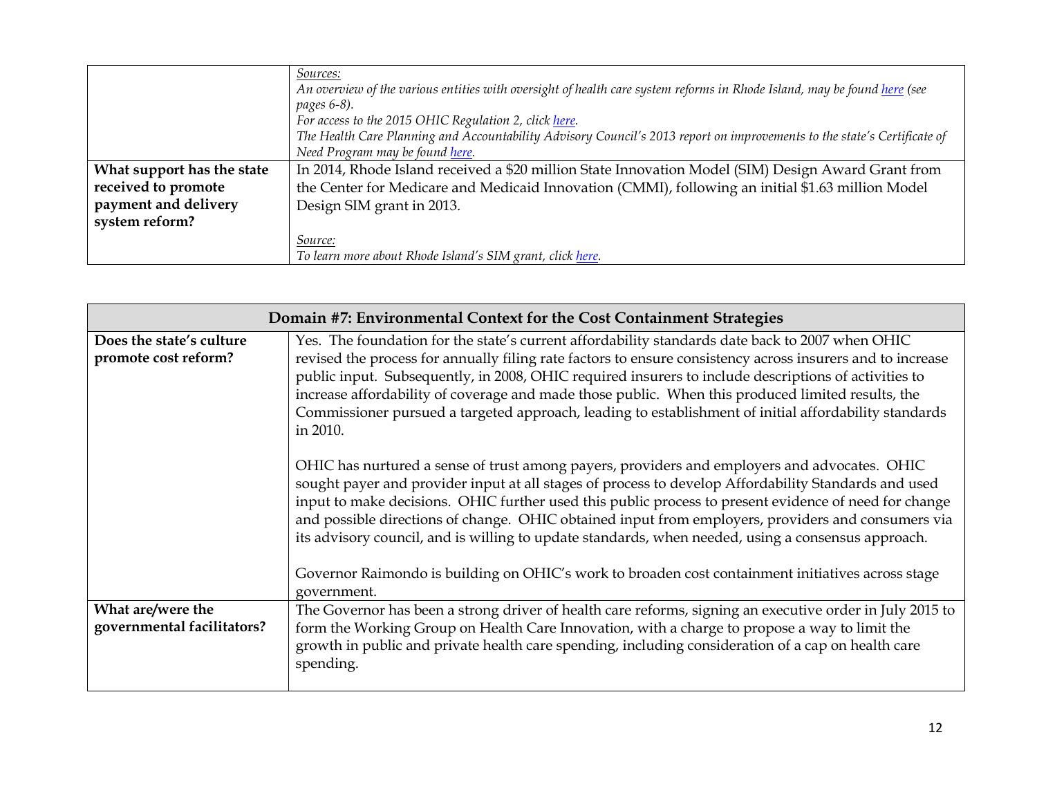| | |
|---|---|
| | *Sources:*<br>*An overview of the various entities with oversight of health care system reforms in Rhode Island, may be found [here](#) (see pages 6-8).*<br>*For access to the 2015 OHIC Regulation 2, click [here](#).*<br>*The Health Care Planning and Accountability Advisory Council's 2013 report on improvements to the state's Certificate of Need Program may be found [here](#).* |
| **What support has the state received to promote payment and delivery system reform?** | In 2014, Rhode Island received a $20 million State Innovation Model (SIM) Design Award Grant from the Center for Medicare and Medicaid Innovation (CMMI), following an initial $1.63 million Model Design SIM grant in 2013.<br><br>*Source:*<br>*To learn more about Rhode Island's SIM grant, click [here](#).* |

| **Domain #7: Environmental Context for the Cost Containment Strategies** | |
|---|---|
| **Does the state's culture promote cost reform?** | Yes. The foundation for the state's current affordability standards date back to 2007 when OHIC revised the process for annually filing rate factors to ensure consistency across insurers and to increase public input. Subsequently, in 2008, OHIC required insurers to include descriptions of activities to increase affordability of coverage and made those public. When this produced limited results, the Commissioner pursued a targeted approach, leading to establishment of initial affordability standards in 2010.<br><br>OHIC has nurtured a sense of trust among payers, providers and employers and advocates. OHIC sought payer and provider input at all stages of process to develop Affordability Standards and used input to make decisions. OHIC further used this public process to present evidence of need for change and possible directions of change. OHIC obtained input from employers, providers and consumers via its advisory council, and is willing to update standards, when needed, using a consensus approach.<br><br>Governor Raimondo is building on OHIC's work to broaden cost containment initiatives across stage government. |
| **What are/were the governmental facilitators?** | The Governor has been a strong driver of health care reforms, signing an executive order in July 2015 to form the Working Group on Health Care Innovation, with a charge to propose a way to limit the growth in public and private health care spending, including consideration of a cap on health care spending. |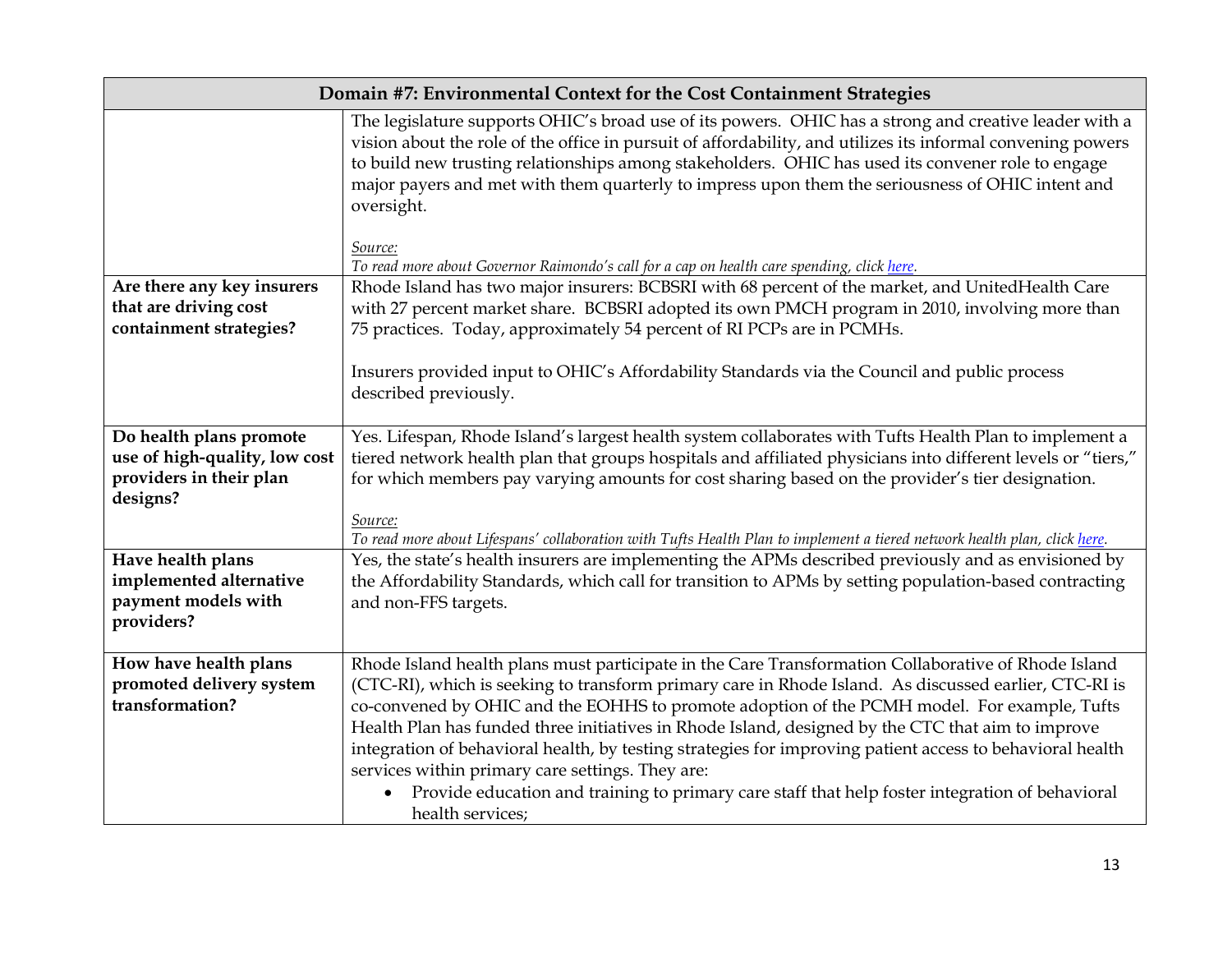| Domain #7: Environmental Context for the Cost Containment Strategies | |
|---|---|
| | The legislature supports OHIC's broad use of its powers. OHIC has a strong and creative leader with a vision about the role of the office in pursuit of affordability, and utilizes its informal convening powers to build new trusting relationships among stakeholders. OHIC has used its convener role to engage major payers and met with them quarterly to impress upon them the seriousness of OHIC intent and oversight.<br><br>*Source:*<br>*To read more about Governor Raimondo's call for a cap on health care spending, click [here](#).* |
| **Are there any key insurers that are driving cost containment strategies?** | Rhode Island has two major insurers: BCBSRI with 68 percent of the market, and UnitedHealth Care with 27 percent market share. BCBSRI adopted its own PMCH program in 2010, involving more than 75 practices. Today, approximately 54 percent of RI PCPs are in PCMHs.<br><br>Insurers provided input to OHIC's Affordability Standards via the Council and public process described previously. |
| **Do health plans promote use of high-quality, low cost providers in their plan designs?** | Yes. Lifespan, Rhode Island's largest health system collaborates with Tufts Health Plan to implement a tiered network health plan that groups hospitals and affiliated physicians into different levels or "tiers," for which members pay varying amounts for cost sharing based on the provider's tier designation.<br><br>*Source:*<br>*To read more about Lifespans' collaboration with Tufts Health Plan to implement a tiered network health plan, click [here](#).* |
| **Have health plans implemented alternative payment models with providers?** | Yes, the state's health insurers are implementing the APMs described previously and as envisioned by the Affordability Standards, which call for transition to APMs by setting population-based contracting and non-FFS targets. |
| **How have health plans promoted delivery system transformation?** | Rhode Island health plans must participate in the Care Transformation Collaborative of Rhode Island (CTC-RI), which is seeking to transform primary care in Rhode Island. As discussed earlier, CTC-RI is co-convened by OHIC and the EOHHS to promote adoption of the PCMH model. For example, Tufts Health Plan has funded three initiatives in Rhode Island, designed by the CTC that aim to improve integration of behavioral health, by testing strategies for improving patient access to behavioral health services within primary care settings. They are:<br>• Provide education and training to primary care staff that help foster integration of behavioral health services; |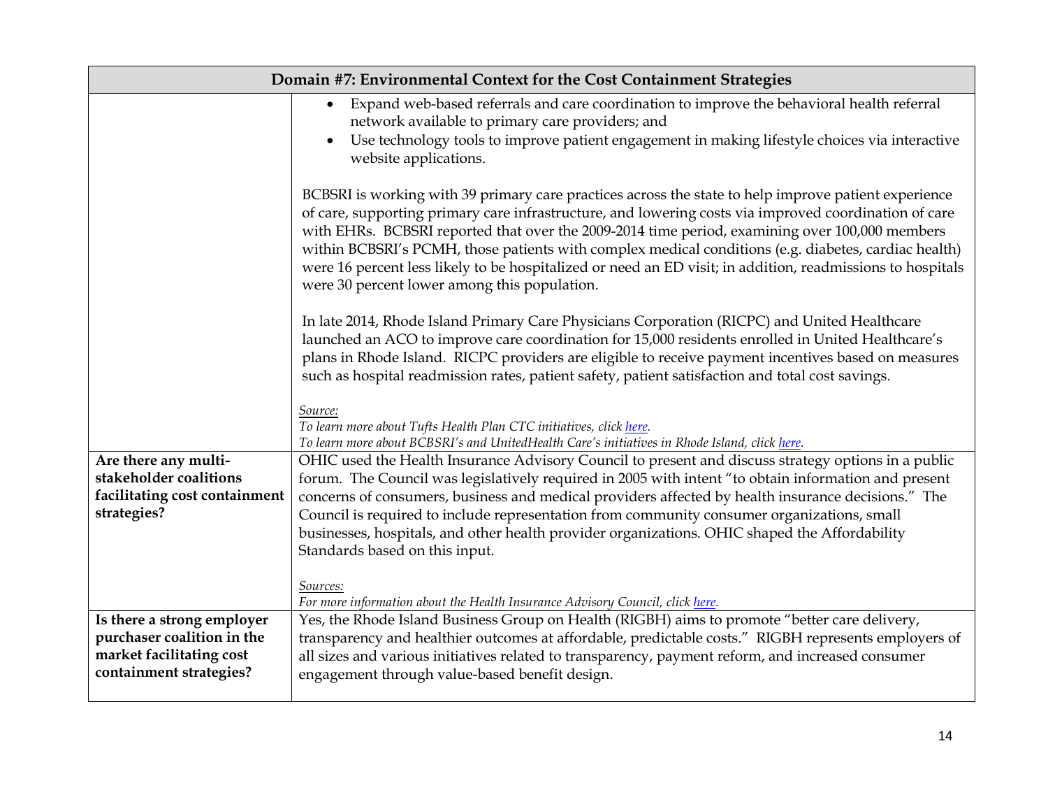| Domain #7: Environmental Context for the Cost Containment Strategies | |
|---|---|
| | • Expand web-based referrals and care coordination to improve the behavioral health referral network available to primary care providers; and<br>• Use technology tools to improve patient engagement in making lifestyle choices via interactive website applications.<br><br>BCBSRI is working with 39 primary care practices across the state to help improve patient experience of care, supporting primary care infrastructure, and lowering costs via improved coordination of care with EHRs. BCBSRI reported that over the 2009-2014 time period, examining over 100,000 members within BCBSRI's PCMH, those patients with complex medical conditions (e.g. diabetes, cardiac health) were 16 percent less likely to be hospitalized or need an ED visit; in addition, readmissions to hospitals were 30 percent lower among this population.<br><br>In late 2014, Rhode Island Primary Care Physicians Corporation (RICPC) and United Healthcare launched an ACO to improve care coordination for 15,000 residents enrolled in United Healthcare's plans in Rhode Island. RICPC providers are eligible to receive payment incentives based on measures such as hospital readmission rates, patient safety, patient satisfaction and total cost savings.<br><br>*Source:*<br>*To learn more about Tufts Health Plan CTC initiatives, click here.*<br>*To learn more about BCBSRI's and UnitedHealth Care's initiatives in Rhode Island, click here.* |
| **Are there any multi-stakeholder coalitions facilitating cost containment strategies?** | OHIC used the Health Insurance Advisory Council to present and discuss strategy options in a public forum. The Council was legislatively required in 2005 with intent "to obtain information and present concerns of consumers, business and medical providers affected by health insurance decisions." The Council is required to include representation from community consumer organizations, small businesses, hospitals, and other health provider organizations. OHIC shaped the Affordability Standards based on this input.<br><br>*Sources:*<br>*For more information about the Health Insurance Advisory Council, click here.* |
| **Is there a strong employer purchaser coalition in the market facilitating cost containment strategies?** | Yes, the Rhode Island Business Group on Health (RIGBH) aims to promote "better care delivery, transparency and healthier outcomes at affordable, predictable costs." RIGBH represents employers of all sizes and various initiatives related to transparency, payment reform, and increased consumer engagement through value-based benefit design. |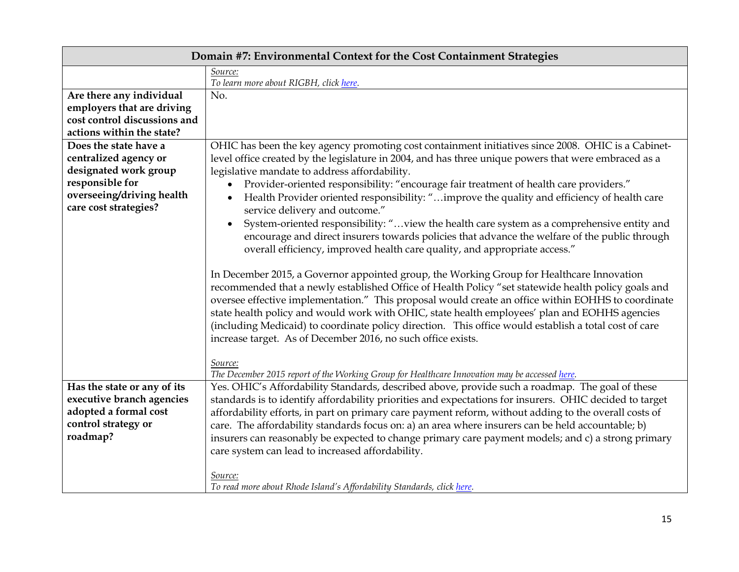| Domain #7: Environmental Context for the Cost Containment Strategies | |
|---|---|
| | *Source:* <br> *To learn more about RIGBH, click here.* |
| **Are there any individual employers that are driving cost control discussions and actions within the state?** | No. |
| **Does the state have a centralized agency or designated work group responsible for overseeing/driving health care cost strategies?** | OHIC has been the key agency promoting cost containment initiatives since 2008. OHIC is a Cabinet-level office created by the legislature in 2004, and has three unique powers that were embraced as a legislative mandate to address affordability. <br> • Provider-oriented responsibility: "encourage fair treatment of health care providers." <br> • Health Provider oriented responsibility: "…improve the quality and efficiency of health care service delivery and outcome." <br> • System-oriented responsibility: "…view the health care system as a comprehensive entity and encourage and direct insurers towards policies that advance the welfare of the public through overall efficiency, improved health care quality, and appropriate access." <br><br> In December 2015, a Governor appointed group, the Working Group for Healthcare Innovation recommended that a newly established Office of Health Policy "set statewide health policy goals and oversee effective implementation." This proposal would create an office within EOHHS to coordinate state health policy and would work with OHIC, state health employees' plan and EOHHS agencies (including Medicaid) to coordinate policy direction. This office would establish a total cost of care increase target. As of December 2016, no such office exists. <br><br> *Source:* <br> *The December 2015 report of the Working Group for Healthcare Innovation may be accessed here.* |
| **Has the state or any of its executive branch agencies adopted a formal cost control strategy or roadmap?** | Yes. OHIC's Affordability Standards, described above, provide such a roadmap. The goal of these standards is to identify affordability priorities and expectations for insurers. OHIC decided to target affordability efforts, in part on primary care payment reform, without adding to the overall costs of care. The affordability standards focus on: a) an area where insurers can be held accountable; b) insurers can reasonably be expected to change primary care payment models; and c) a strong primary care system can lead to increased affordability. <br><br> *Source:* <br> *To read more about Rhode Island's Affordability Standards, click here.* |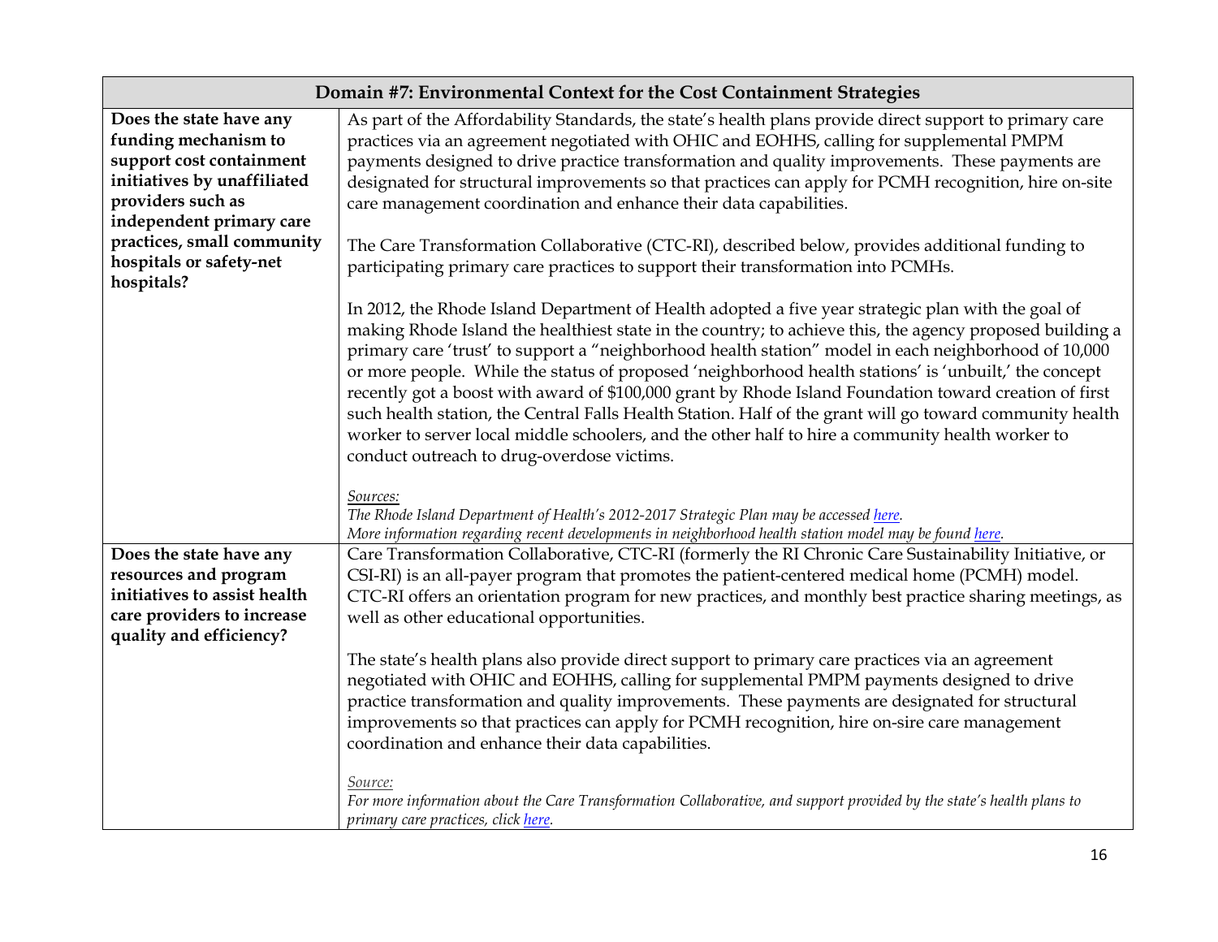| Domain #7: Environmental Context for the Cost Containment Strategies | |
|---|---|
| **Does the state have any funding mechanism to support cost containment initiatives by unaffiliated providers such as independent primary care practices, small community hospitals or safety-net hospitals?** | As part of the Affordability Standards, the state's health plans provide direct support to primary care practices via an agreement negotiated with OHIC and EOHHS, calling for supplemental PMPM payments designed to drive practice transformation and quality improvements. These payments are designated for structural improvements so that practices can apply for PCMH recognition, hire on-site care management coordination and enhance their data capabilities.<br><br>The Care Transformation Collaborative (CTC-RI), described below, provides additional funding to participating primary care practices to support their transformation into PCMHs.<br><br>In 2012, the Rhode Island Department of Health adopted a five year strategic plan with the goal of making Rhode Island the healthiest state in the country; to achieve this, the agency proposed building a primary care 'trust' to support a "neighborhood health station" model in each neighborhood of 10,000 or more people. While the status of proposed 'neighborhood health stations' is 'unbuilt,' the concept recently got a boost with award of $100,000 grant by Rhode Island Foundation toward creation of first such health station, the Central Falls Health Station. Half of the grant will go toward community health worker to server local middle schoolers, and the other half to hire a community health worker to conduct outreach to drug-overdose victims.<br><br>*Sources:*<br>*The Rhode Island Department of Health's 2012-2017 Strategic Plan may be accessed here.*<br>*More information regarding recent developments in neighborhood health station model may be found here.* |
| **Does the state have any resources and program initiatives to assist health care providers to increase quality and efficiency?** | Care Transformation Collaborative, CTC-RI (formerly the RI Chronic Care Sustainability Initiative, or CSI-RI) is an all-payer program that promotes the patient-centered medical home (PCMH) model. CTC-RI offers an orientation program for new practices, and monthly best practice sharing meetings, as well as other educational opportunities.<br><br>The state's health plans also provide direct support to primary care practices via an agreement negotiated with OHIC and EOHHS, calling for supplemental PMPM payments designed to drive practice transformation and quality improvements. These payments are designated for structural improvements so that practices can apply for PCMH recognition, hire on-sire care management coordination and enhance their data capabilities.<br><br>*Source:*<br>*For more information about the Care Transformation Collaborative, and support provided by the state's health plans to primary care practices, click here.* |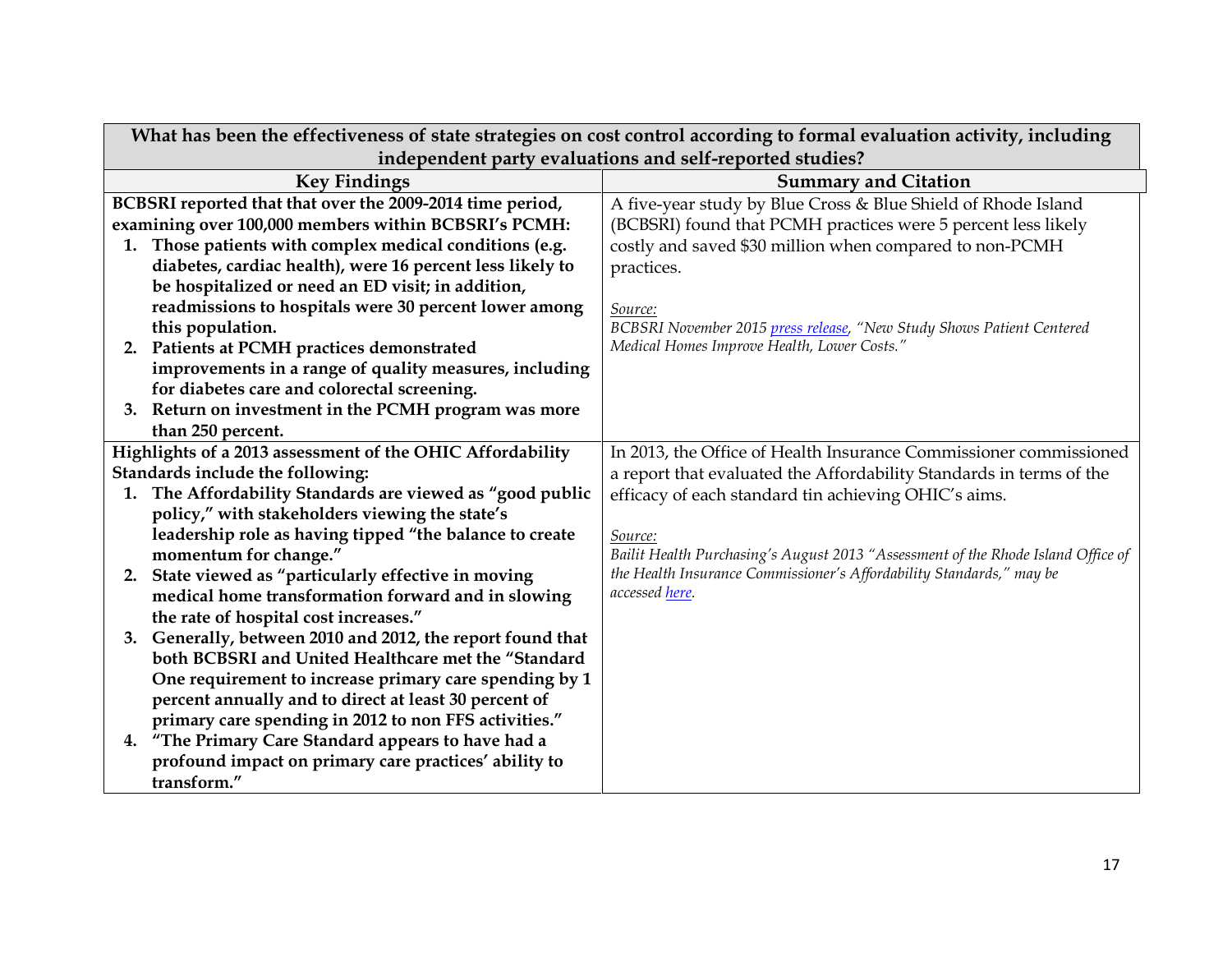| What has been the effectiveness of state strategies on cost control according to formal evaluation activity, including independent party evaluations and self-reported studies? | |
|---|---|
| **Key Findings** | **Summary and Citation** |
| **BCBSRI reported that that over the 2009-2014 time period, examining over 100,000 members within BCBSRI's PCMH:**<br>**1. Those patients with complex medical conditions (e.g. diabetes, cardiac health), were 16 percent less likely to be hospitalized or need an ED visit; in addition, readmissions to hospitals were 30 percent lower among this population.**<br>**2. Patients at PCMH practices demonstrated improvements in a range of quality measures, including for diabetes care and colorectal screening.**<br>**3. Return on investment in the PCMH program was more than 250 percent.** | A five-year study by Blue Cross & Blue Shield of Rhode Island (BCBSRI) found that PCMH practices were 5 percent less likely costly and saved $30 million when compared to non-PCMH practices.<br><br>*Source:*<br>*BCBSRI November 2015 press release, "New Study Shows Patient Centered Medical Homes Improve Health, Lower Costs."* |
| **Highlights of a 2013 assessment of the OHIC Affordability Standards include the following:**<br>**1. The Affordability Standards are viewed as "good public policy," with stakeholders viewing the state's leadership role as having tipped "the balance to create momentum for change."**<br>**2. State viewed as "particularly effective in moving medical home transformation forward and in slowing the rate of hospital cost increases."**<br>**3. Generally, between 2010 and 2012, the report found that both BCBSRI and United Healthcare met the "Standard One requirement to increase primary care spending by 1 percent annually and to direct at least 30 percent of primary care spending in 2012 to non FFS activities."**<br>**4. "The Primary Care Standard appears to have had a profound impact on primary care practices' ability to transform."** | In 2013, the Office of Health Insurance Commissioner commissioned a report that evaluated the Affordability Standards in terms of the efficacy of each standard tin achieving OHIC's aims.<br><br>*Source:*<br>*Bailit Health Purchasing's August 2013 "Assessment of the Rhode Island Office of the Health Insurance Commissioner's Affordability Standards," may be accessed here.* |